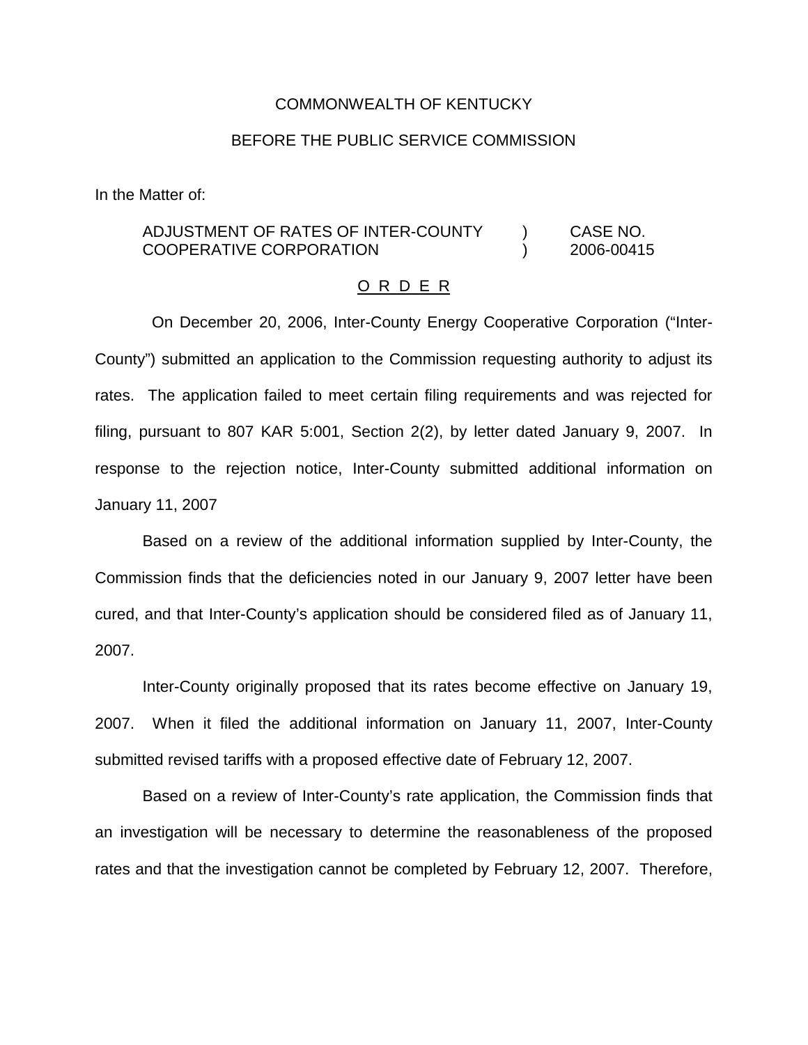COMMONWEALTH OF KENTUCKY

BEFORE THE PUBLIC SERVICE COMMISSION

In the Matter of:

| | | |
|---|---|---|
| ADJUSTMENT OF RATES OF INTER-COUNTY COOPERATIVE CORPORATION | ) ) | CASE NO. 2006-00415 |

O R D E R

On December 20, 2006, Inter-County Energy Cooperative Corporation ("Inter-County") submitted an application to the Commission requesting authority to adjust its rates. The application failed to meet certain filing requirements and was rejected for filing, pursuant to 807 KAR 5:001, Section 2(2), by letter dated January 9, 2007. In response to the rejection notice, Inter-County submitted additional information on January 11, 2007

Based on a review of the additional information supplied by Inter-County, the Commission finds that the deficiencies noted in our January 9, 2007 letter have been cured, and that Inter-County's application should be considered filed as of January 11, 2007.

Inter-County originally proposed that its rates become effective on January 19, 2007. When it filed the additional information on January 11, 2007, Inter-County submitted revised tariffs with a proposed effective date of February 12, 2007.

Based on a review of Inter-County's rate application, the Commission finds that an investigation will be necessary to determine the reasonableness of the proposed rates and that the investigation cannot be completed by February 12, 2007. Therefore,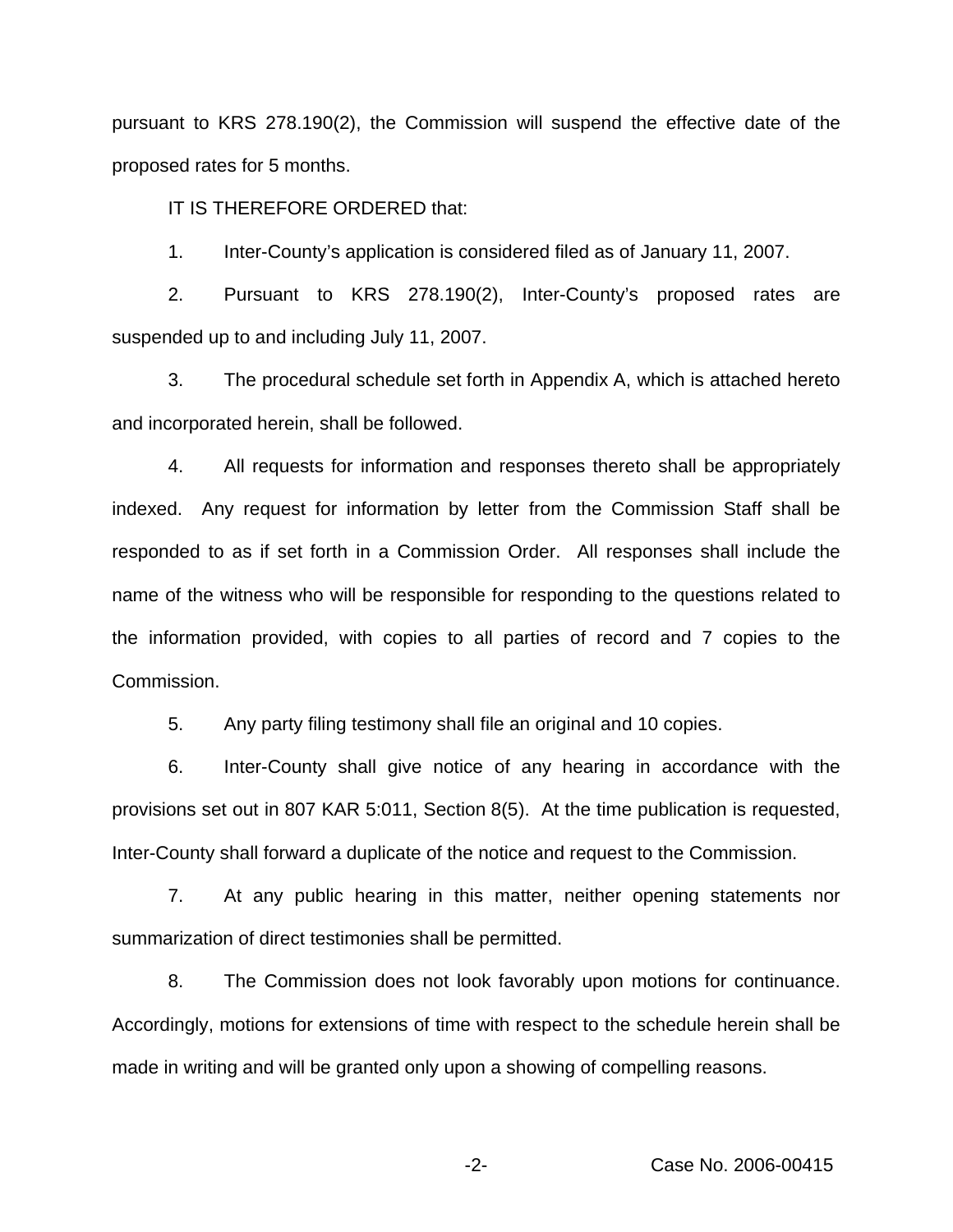pursuant to KRS 278.190(2), the Commission will suspend the effective date of the proposed rates for 5 months.

IT IS THEREFORE ORDERED that:

1. Inter-County's application is considered filed as of January 11, 2007.

2. Pursuant to KRS 278.190(2), Inter-County's proposed rates are suspended up to and including July 11, 2007.

3. The procedural schedule set forth in Appendix A, which is attached hereto and incorporated herein, shall be followed.

4. All requests for information and responses thereto shall be appropriately indexed. Any request for information by letter from the Commission Staff shall be responded to as if set forth in a Commission Order. All responses shall include the name of the witness who will be responsible for responding to the questions related to the information provided, with copies to all parties of record and 7 copies to the Commission.

5. Any party filing testimony shall file an original and 10 copies.

6. Inter-County shall give notice of any hearing in accordance with the provisions set out in 807 KAR 5:011, Section 8(5). At the time publication is requested, Inter-County shall forward a duplicate of the notice and request to the Commission.

7. At any public hearing in this matter, neither opening statements nor summarization of direct testimonies shall be permitted.

8. The Commission does not look favorably upon motions for continuance. Accordingly, motions for extensions of time with respect to the schedule herein shall be made in writing and will be granted only upon a showing of compelling reasons.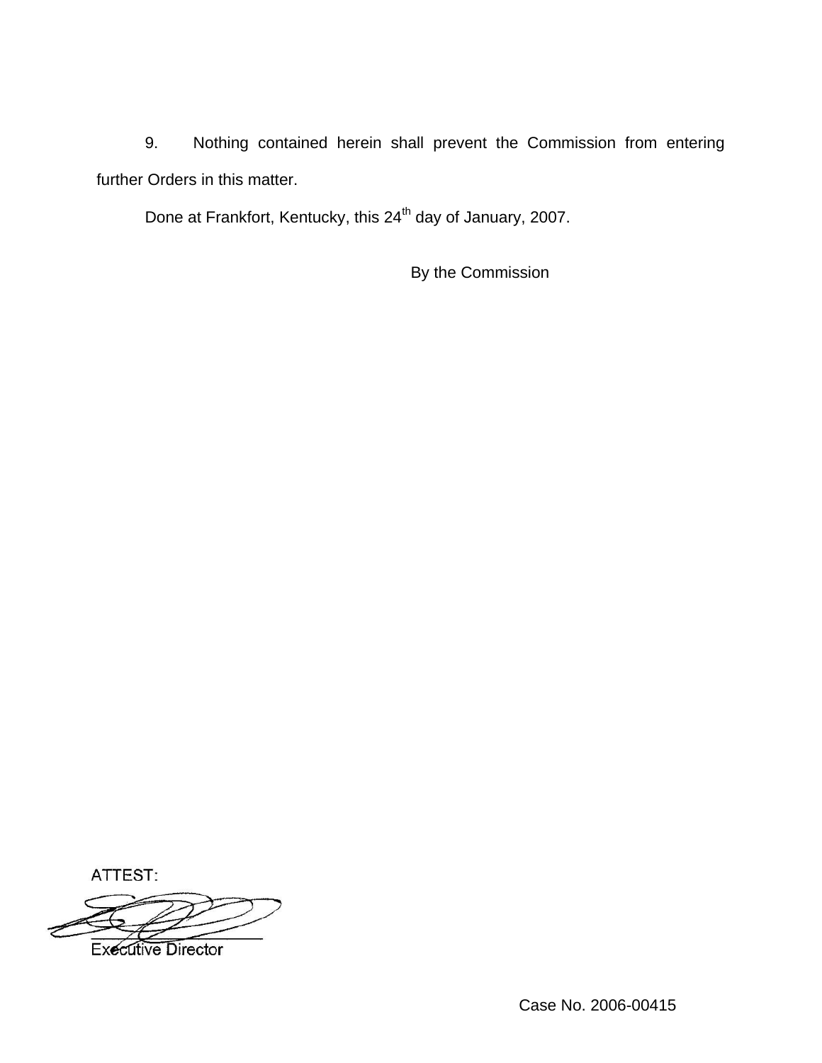9. Nothing contained herein shall prevent the Commission from entering further Orders in this matter.

Done at Frankfort, Kentucky, this 24th day of January, 2007.

By the Commission

ATTEST:

Executive Director

Case No. 2006-00415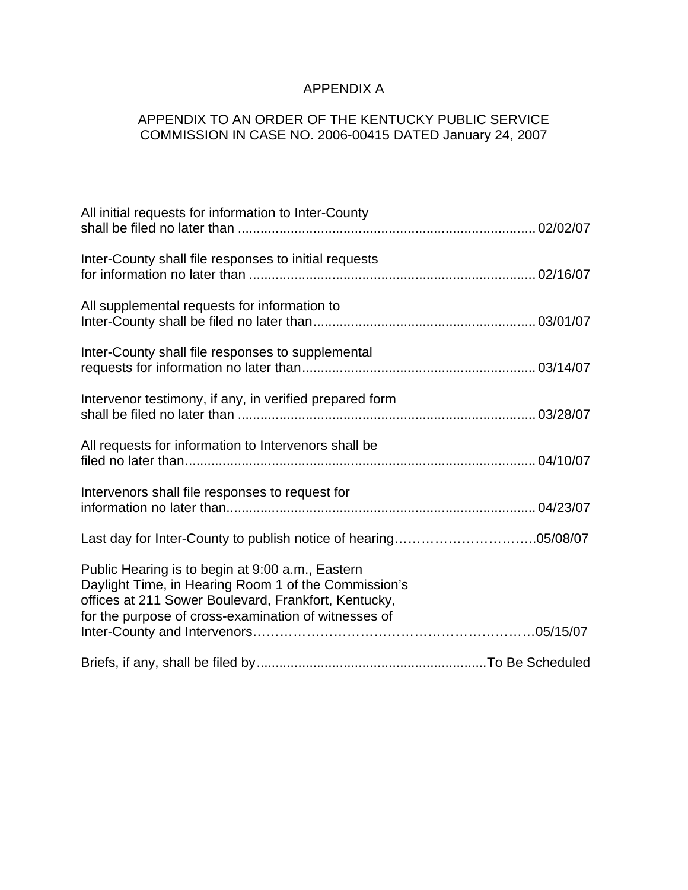# APPENDIX A

## APPENDIX TO AN ORDER OF THE KENTUCKY PUBLIC SERVICE COMMISSION IN CASE NO. 2006-00415 DATED January 24, 2007

All initial requests for information to Inter-County shall be filed no later than ............................................................................. 02/02/07

Inter-County shall file responses to initial requests for information no later than ........................................................................... 02/16/07

All supplemental requests for information to Inter-County shall be filed no later than......................................................... 03/01/07

Inter-County shall file responses to supplemental requests for information no later than............................................................. 03/14/07

Intervenor testimony, if any, in verified prepared form shall be filed no later than ............................................................................. 03/28/07

All requests for information to Intervenors shall be filed no later than............................................................................................ 04/10/07

Intervenors shall file responses to request for information no later than................................................................................. 04/23/07

Last day for Inter-County to publish notice of hearing…………………………..05/08/07

Public Hearing is to begin at 9:00 a.m., Eastern Daylight Time, in Hearing Room 1 of the Commission's offices at 211 Sower Boulevard, Frankfort, Kentucky, for the purpose of cross-examination of witnesses of Inter-County and Intervenors……………………………………………………….05/15/07

Briefs, if any, shall be filed by............................................................To Be Scheduled